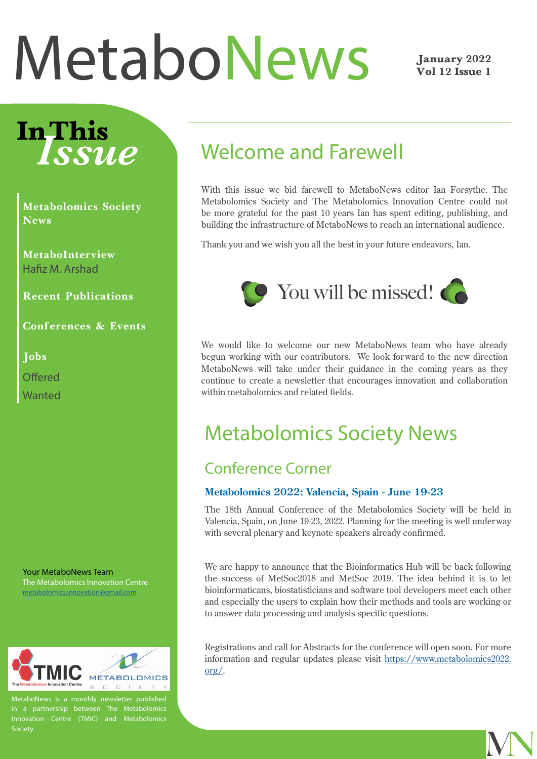# MetaboNews

January 2022
Vol 12 Issue 1

## In This Issue

**Metabolomics Society News**

**MetaboInterview**
Hafiz M. Arshad

**Recent Publications**

**Conferences & Events**

**Jobs**
Offered
Wanted

Your MetaboNews Team
The Metabolomics Innovation Centre
metabolomics.innovation@gmail.com

MetaboNews is a monthly newsletter published in a partnership between The Metabolomics Innovation Centre (TMIC) and Metabolomics Society.

## Welcome and Farewell

With this issue we bid farewell to MetaboNews editor Ian Forsythe. The Metabolomics Society and The Metabolomics Innovation Centre could not be more grateful for the past 10 years Ian has spent editing, publishing, and building the infrastructure of MetaboNews to reach an international audience.

Thank you and we wish you all the best in your future endeavors, Ian.

You will be missed!

We would like to welcome our new MetaboNews team who have already begun working with our contributors. We look forward to the new direction MetaboNews will take under their guidance in the coming years as they continue to create a newsletter that encourages innovation and collaboration within metabolomics and related fields.

# Metabolomics Society News

## Conference Corner

### Metabolomics 2022: Valencia, Spain - June 19-23

The 18th Annual Conference of the Metabolomics Society will be held in Valencia, Spain, on June 19-23, 2022. Planning for the meeting is well underway with several plenary and keynote speakers already confirmed.

We are happy to announce that the Bioinformatics Hub will be back following the success of MetSoc2018 and MetSoc 2019. The idea behind it is to let bioinformaticans, biostatisticians and software tool developers meet each other and especially the users to explain how their methods and tools are working or to answer data processing and analysis specific questions.

Registrations and call for Abstracts for the conference will open soon. For more information and regular updates please visit https://www.metabolomics2022.org/.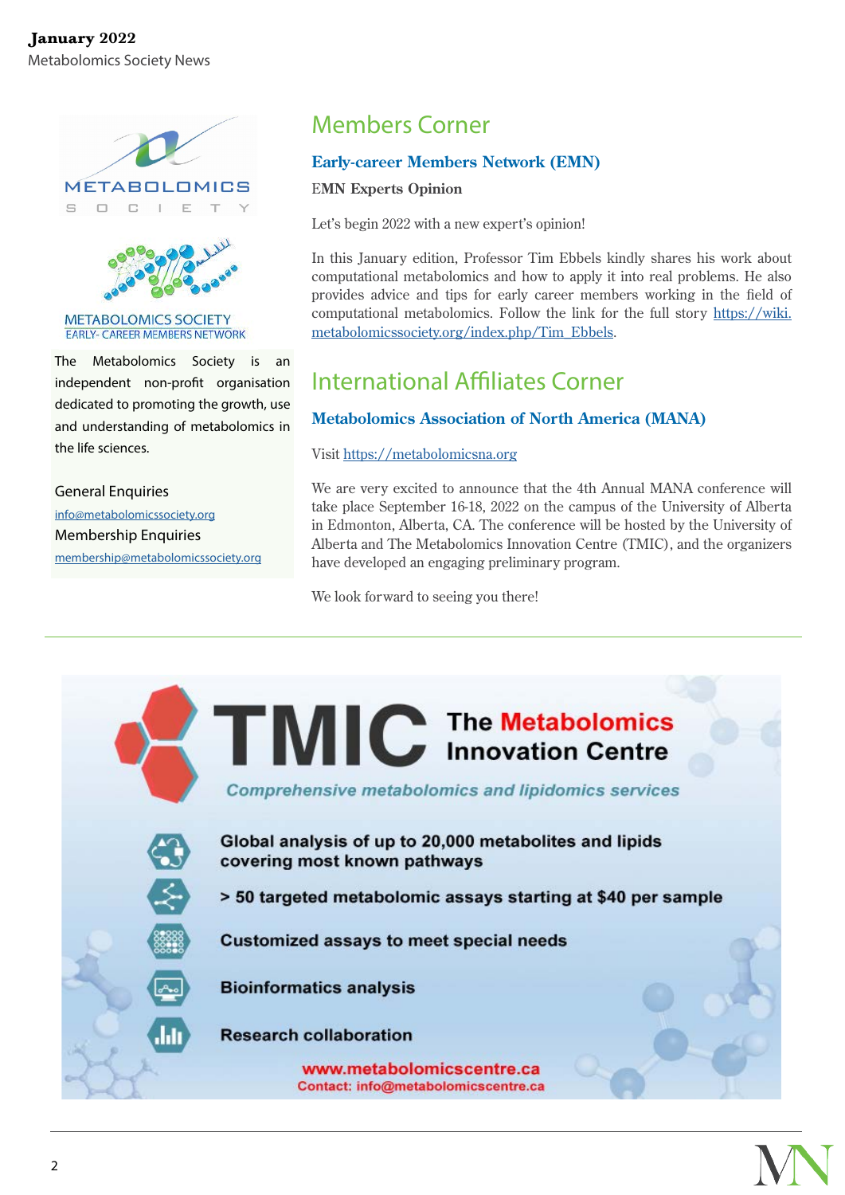The Metabolomics Society is an independent non-profit organisation dedicated to promoting the growth, use and understanding of metabolomics in the life sciences.

General Enquiries
info@metabolomicssociety.org
Membership Enquiries
membership@metabolomicssociety.org

# Members Corner

## Early-career Members Network (EMN)

**EMN Experts Opinion**

Let's begin 2022 with a new expert's opinion!

In this January edition, Professor Tim Ebbels kindly shares his work about computational metabolomics and how to apply it into real problems. He also provides advice and tips for early career members working in the field of computational metabolomics. Follow the link for the full story https://wiki.metabolomicssociety.org/index.php/Tim_Ebbels.

# International Affiliates Corner

## Metabolomics Association of North America (MANA)

Visit https://metabolomicsna.org

We are very excited to announce that the 4th Annual MANA conference will take place September 16-18, 2022 on the campus of the University of Alberta in Edmonton, Alberta, CA. The conference will be hosted by the University of Alberta and The Metabolomics Innovation Centre (TMIC), and the organizers have developed an engaging preliminary program.

We look forward to seeing you there!

---

**TMIC** The Metabolomics Innovation Centre

*Comprehensive metabolomics and lipidomics services*

- Global analysis of up to 20,000 metabolites and lipids covering most known pathways
- > 50 targeted metabolomic assays starting at $40 per sample
- Customized assays to meet special needs
- Bioinformatics analysis
- Research collaboration

www.metabolomicscentre.ca
Contact: info@metabolomicscentre.ca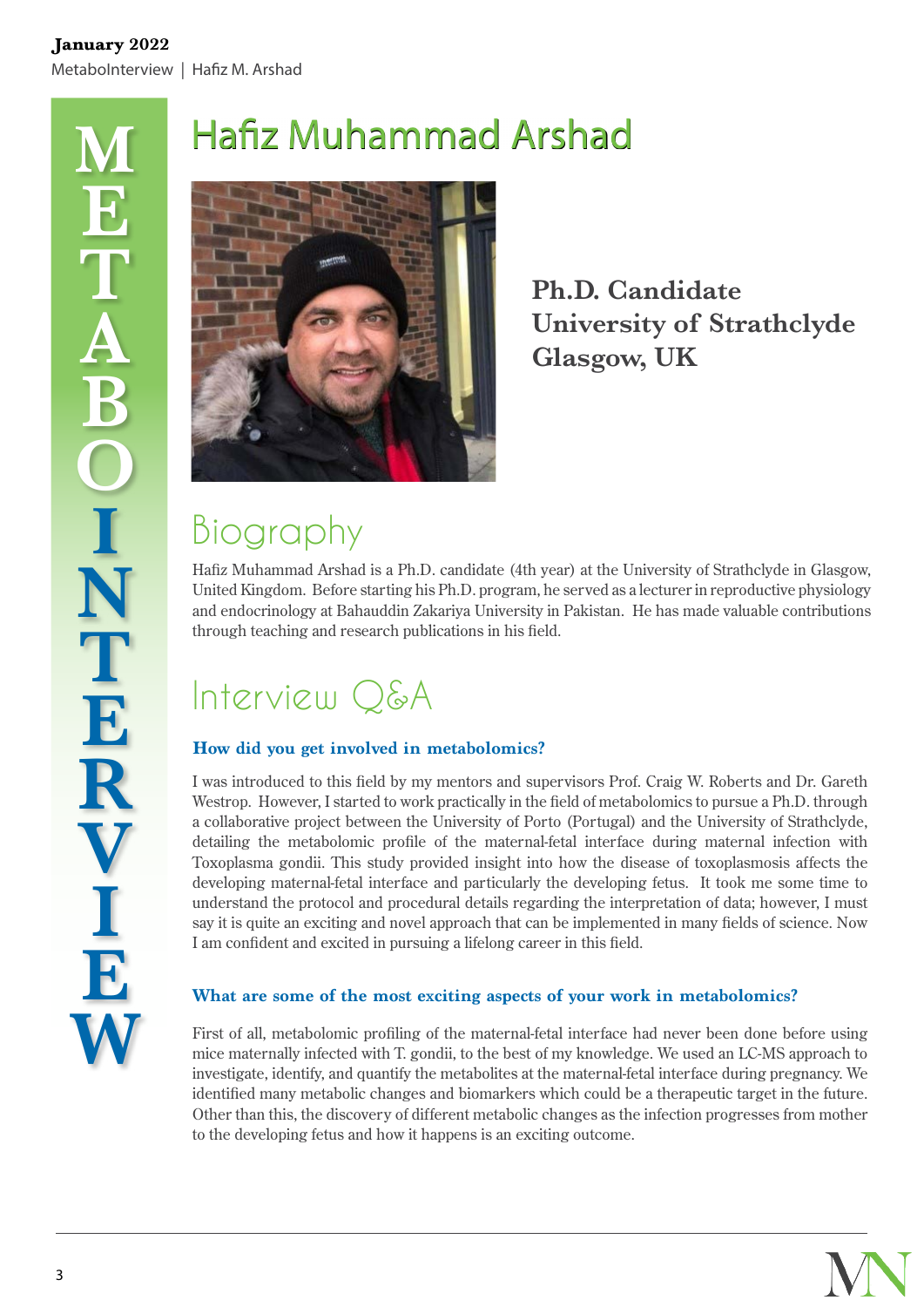# Hafiz Muhammad Arshad

**Ph.D. Candidate**
**University of Strathclyde**
**Glasgow, UK**

## Biography

Hafiz Muhammad Arshad is a Ph.D. candidate (4th year) at the University of Strathclyde in Glasgow, United Kingdom. Before starting his Ph.D. program, he served as a lecturer in reproductive physiology and endocrinology at Bahauddin Zakariya University in Pakistan. He has made valuable contributions through teaching and research publications in his field.

## Interview Q&A

### How did you get involved in metabolomics?

I was introduced to this field by my mentors and supervisors Prof. Craig W. Roberts and Dr. Gareth Westrop. However, I started to work practically in the field of metabolomics to pursue a Ph.D. through a collaborative project between the University of Porto (Portugal) and the University of Strathclyde, detailing the metabolomic profile of the maternal-fetal interface during maternal infection with Toxoplasma gondii. This study provided insight into how the disease of toxoplasmosis affects the developing maternal-fetal interface and particularly the developing fetus. It took me some time to understand the protocol and procedural details regarding the interpretation of data; however, I must say it is quite an exciting and novel approach that can be implemented in many fields of science. Now I am confident and excited in pursuing a lifelong career in this field.

### What are some of the most exciting aspects of your work in metabolomics?

First of all, metabolomic profiling of the maternal-fetal interface had never been done before using mice maternally infected with T. gondii, to the best of my knowledge. We used an LC-MS approach to investigate, identify, and quantify the metabolites at the maternal-fetal interface during pregnancy. We identified many metabolic changes and biomarkers which could be a therapeutic target in the future. Other than this, the discovery of different metabolic changes as the infection progresses from mother to the developing fetus and how it happens is an exciting outcome.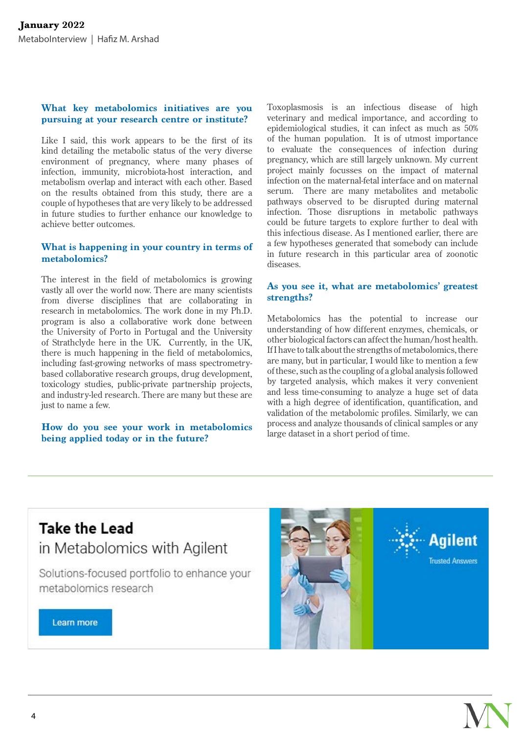### What key metabolomics initiatives are you pursuing at your research centre or institute?

Like I said, this work appears to be the first of its kind detailing the metabolic status of the very diverse environment of pregnancy, where many phases of infection, immunity, microbiota-host interaction, and metabolism overlap and interact with each other. Based on the results obtained from this study, there are a couple of hypotheses that are very likely to be addressed in future studies to further enhance our knowledge to achieve better outcomes.

### What is happening in your country in terms of metabolomics?

The interest in the field of metabolomics is growing vastly all over the world now. There are many scientists from diverse disciplines that are collaborating in research in metabolomics. The work done in my Ph.D. program is also a collaborative work done between the University of Porto in Portugal and the University of Strathclyde here in the UK. Currently, in the UK, there is much happening in the field of metabolomics, including fast-growing networks of mass spectrometry-based collaborative research groups, drug development, toxicology studies, public-private partnership projects, and industry-led research. There are many but these are just to name a few.

### How do you see your work in metabolomics being applied today or in the future?

Toxoplasmosis is an infectious disease of high veterinary and medical importance, and according to epidemiological studies, it can infect as much as 50% of the human population. It is of utmost importance to evaluate the consequences of infection during pregnancy, which are still largely unknown. My current project mainly focusses on the impact of maternal infection on the maternal-fetal interface and on maternal serum. There are many metabolites and metabolic pathways observed to be disrupted during maternal infection. Those disruptions in metabolic pathways could be future targets to explore further to deal with this infectious disease. As I mentioned earlier, there are a few hypotheses generated that somebody can include in future research in this particular area of zoonotic diseases.

### As you see it, what are metabolomics' greatest strengths?

Metabolomics has the potential to increase our understanding of how different enzymes, chemicals, or other biological factors can affect the human/host health. If I have to talk about the strengths of metabolomics, there are many, but in particular, I would like to mention a few of these, such as the coupling of a global analysis followed by targeted analysis, which makes it very convenient and less time-consuming to analyze a huge set of data with a high degree of identification, quantification, and validation of the metabolomic profiles. Similarly, we can process and analyze thousands of clinical samples or any large dataset in a short period of time.

**Take the Lead**
in Metabolomics with Agilent

Solutions-focused portfolio to enhance your metabolomics research

Learn more

Agilent
Trusted Answers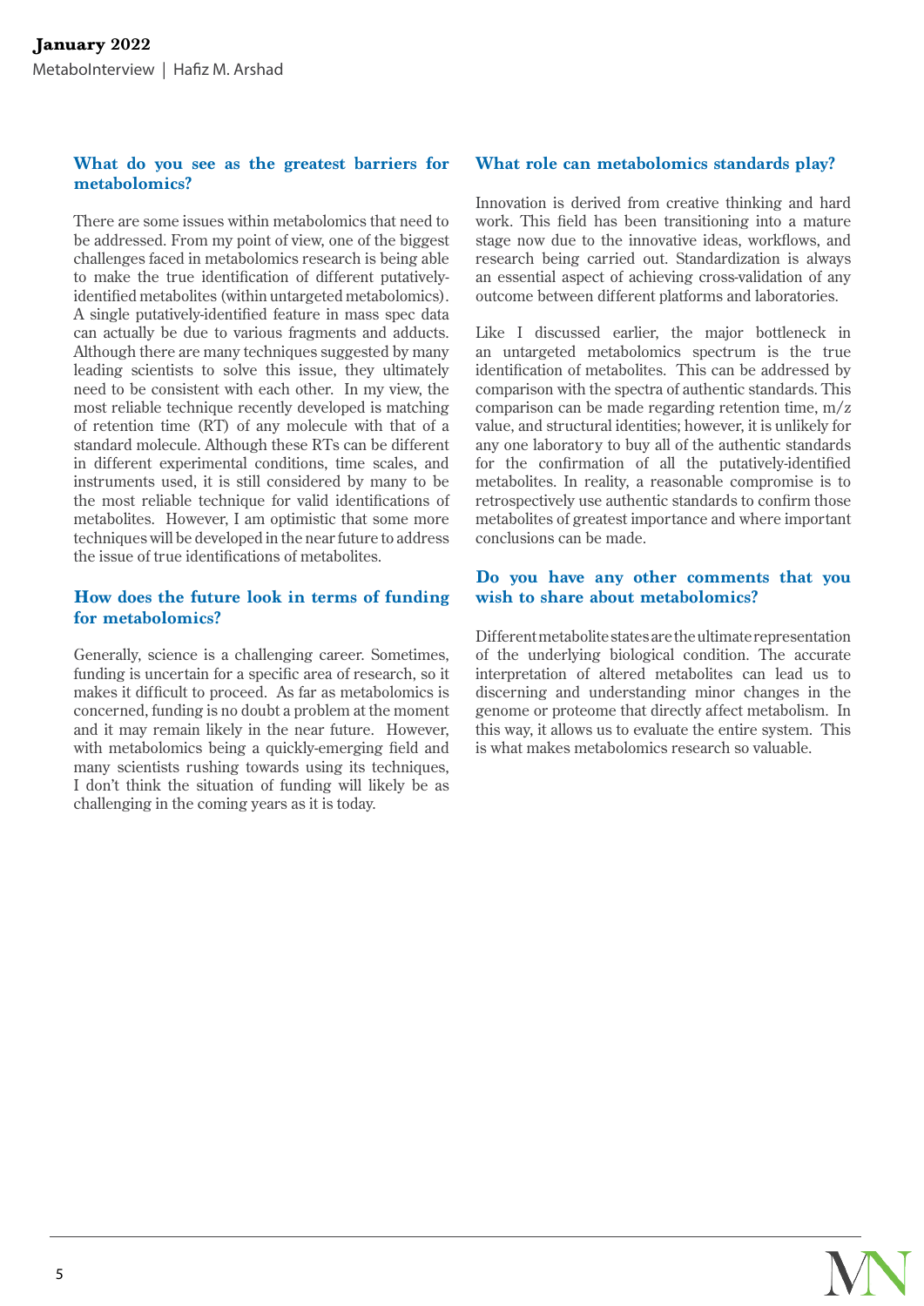### What do you see as the greatest barriers for metabolomics?

There are some issues within metabolomics that need to be addressed. From my point of view, one of the biggest challenges faced in metabolomics research is being able to make the true identification of different putatively-identified metabolites (within untargeted metabolomics). A single putatively-identified feature in mass spec data can actually be due to various fragments and adducts. Although there are many techniques suggested by many leading scientists to solve this issue, they ultimately need to be consistent with each other. In my view, the most reliable technique recently developed is matching of retention time (RT) of any molecule with that of a standard molecule. Although these RTs can be different in different experimental conditions, time scales, and instruments used, it is still considered by many to be the most reliable technique for valid identifications of metabolites. However, I am optimistic that some more techniques will be developed in the near future to address the issue of true identifications of metabolites.

### How does the future look in terms of funding for metabolomics?

Generally, science is a challenging career. Sometimes, funding is uncertain for a specific area of research, so it makes it difficult to proceed. As far as metabolomics is concerned, funding is no doubt a problem at the moment and it may remain likely in the near future. However, with metabolomics being a quickly-emerging field and many scientists rushing towards using its techniques, I don't think the situation of funding will likely be as challenging in the coming years as it is today.

### What role can metabolomics standards play?

Innovation is derived from creative thinking and hard work. This field has been transitioning into a mature stage now due to the innovative ideas, workflows, and research being carried out. Standardization is always an essential aspect of achieving cross-validation of any outcome between different platforms and laboratories.

Like I discussed earlier, the major bottleneck in an untargeted metabolomics spectrum is the true identification of metabolites. This can be addressed by comparison with the spectra of authentic standards. This comparison can be made regarding retention time, m/z value, and structural identities; however, it is unlikely for any one laboratory to buy all of the authentic standards for the confirmation of all the putatively-identified metabolites. In reality, a reasonable compromise is to retrospectively use authentic standards to confirm those metabolites of greatest importance and where important conclusions can be made.

### Do you have any other comments that you wish to share about metabolomics?

Different metabolite states are the ultimate representation of the underlying biological condition. The accurate interpretation of altered metabolites can lead us to discerning and understanding minor changes in the genome or proteome that directly affect metabolism. In this way, it allows us to evaluate the entire system. This is what makes metabolomics research so valuable.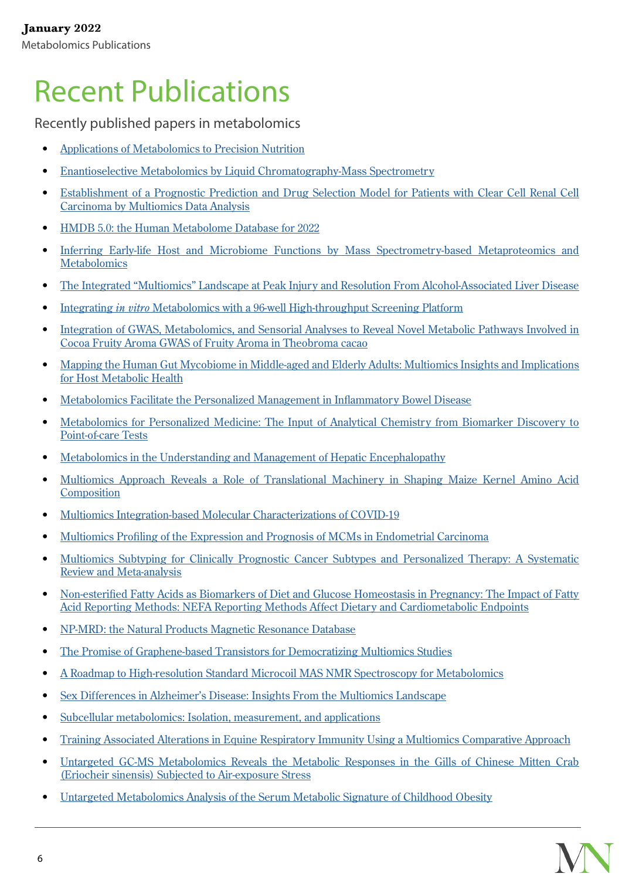# Recent Publications

Recently published papers in metabolomics

- Applications of Metabolomics to Precision Nutrition
- Enantioselective Metabolomics by Liquid Chromatography-Mass Spectrometry
- Establishment of a Prognostic Prediction and Drug Selection Model for Patients with Clear Cell Renal Cell Carcinoma by Multiomics Data Analysis
- HMDB 5.0: the Human Metabolome Database for 2022
- Inferring Early-life Host and Microbiome Functions by Mass Spectrometry-based Metaproteomics and Metabolomics
- The Integrated "Multiomics" Landscape at Peak Injury and Resolution From Alcohol-Associated Liver Disease
- Integrating *in vitro* Metabolomics with a 96-well High-throughput Screening Platform
- Integration of GWAS, Metabolomics, and Sensorial Analyses to Reveal Novel Metabolic Pathways Involved in Cocoa Fruity Aroma GWAS of Fruity Aroma in Theobroma cacao
- Mapping the Human Gut Mycobiome in Middle-aged and Elderly Adults: Multiomics Insights and Implications for Host Metabolic Health
- Metabolomics Facilitate the Personalized Management in Inflammatory Bowel Disease
- Metabolomics for Personalized Medicine: The Input of Analytical Chemistry from Biomarker Discovery to Point-of-care Tests
- Metabolomics in the Understanding and Management of Hepatic Encephalopathy
- Multiomics Approach Reveals a Role of Translational Machinery in Shaping Maize Kernel Amino Acid Composition
- Multiomics Integration-based Molecular Characterizations of COVID-19
- Multiomics Profiling of the Expression and Prognosis of MCMs in Endometrial Carcinoma
- Multiomics Subtyping for Clinically Prognostic Cancer Subtypes and Personalized Therapy: A Systematic Review and Meta-analysis
- Non-esterified Fatty Acids as Biomarkers of Diet and Glucose Homeostasis in Pregnancy: The Impact of Fatty Acid Reporting Methods: NEFA Reporting Methods Affect Dietary and Cardiometabolic Endpoints
- NP-MRD: the Natural Products Magnetic Resonance Database
- The Promise of Graphene-based Transistors for Democratizing Multiomics Studies
- A Roadmap to High-resolution Standard Microcoil MAS NMR Spectroscopy for Metabolomics
- Sex Differences in Alzheimer's Disease: Insights From the Multiomics Landscape
- Subcellular metabolomics: Isolation, measurement, and applications
- Training Associated Alterations in Equine Respiratory Immunity Using a Multiomics Comparative Approach
- Untargeted GC-MS Metabolomics Reveals the Metabolic Responses in the Gills of Chinese Mitten Crab (Eriocheir sinensis) Subjected to Air-exposure Stress
- Untargeted Metabolomics Analysis of the Serum Metabolic Signature of Childhood Obesity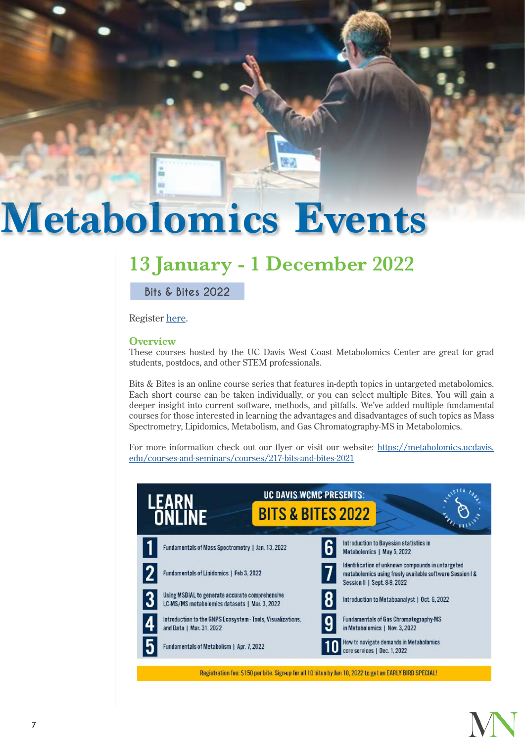# Metabolomics Events

## 13 January - 1 December 2022

Bits & Bites 2022

Register here.

### Overview

These courses hosted by the UC Davis West Coast Metabolomics Center are great for grad students, postdocs, and other STEM professionals.

Bits & Bites is an online course series that features in-depth topics in untargeted metabolomics. Each short course can be taken individually, or you can select multiple Bites. You will gain a deeper insight into current software, methods, and pitfalls. We've added multiple fundamental courses for those interested in learning the advantages and disadvantages of such topics as Mass Spectrometry, Lipidomics, Metabolism, and Gas Chromatography-MS in Metabolomics.

For more information check out our flyer or visit our website: https://metabolomics.ucdavis.edu/courses-and-seminars/courses/217-bits-and-bites-2021

LEARN ONLINE

UC DAVIS WCMC PRESENTS: BITS & BITES 2022

1. Fundamentals of Mass Spectrometry | Jan. 13, 2022
2. Fundamentals of Lipidomics | Feb 3, 2022
3. Using MSDIAL to generate accurate comprehensive LC-MS/MS metabolomics datasets | Mar. 3, 2022
4. Introduction to the GNPS Ecosystem - Tools, Visualizations, and Data | Mar. 31, 2022
5. Fundamentals of Metabolism | Apr. 7, 2022
6. Introduction to Bayesian statistics in Metabolomics | May 5, 2022
7. Identification of unknown compounds in untargeted metabolomics using freely available software Session I & Session II | Sept. 8-9, 2022
8. Introduction to Metaboanalyst | Oct. 6, 2022
9. Fundamentals of Gas Chromatography-MS in Metabolomics | Nov. 3, 2022
10. How to navigate demands in Metabolomics core services | Dec. 1, 2022

Registration fee: $150 per bite. Sign-up for all 10 bites by Jan 10, 2022 to get an EARLY BIRD SPECIAL!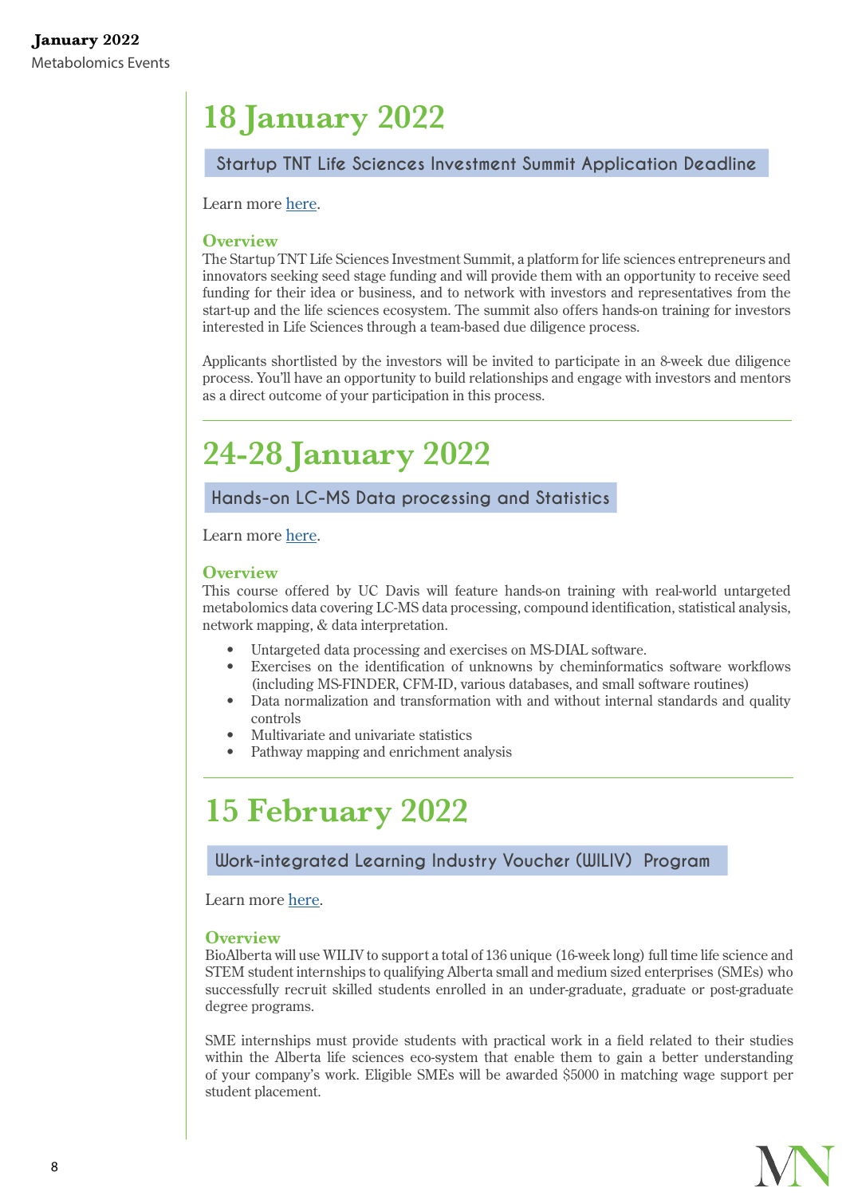# 18 January 2022

## Startup TNT Life Sciences Investment Summit Application Deadline

Learn more here.

### Overview

The Startup TNT Life Sciences Investment Summit, a platform for life sciences entrepreneurs and innovators seeking seed stage funding and will provide them with an opportunity to receive seed funding for their idea or business, and to network with investors and representatives from the start-up and the life sciences ecosystem. The summit also offers hands-on training for investors interested in Life Sciences through a team-based due diligence process.

Applicants shortlisted by the investors will be invited to participate in an 8-week due diligence process. You'll have an opportunity to build relationships and engage with investors and mentors as a direct outcome of your participation in this process.

---

# 24-28 January 2022

## Hands-on LC-MS Data processing and Statistics

Learn more here.

### Overview

This course offered by UC Davis will feature hands-on training with real-world untargeted metabolomics data covering LC-MS data processing, compound identification, statistical analysis, network mapping, & data interpretation.

- Untargeted data processing and exercises on MS-DIAL software.
- Exercises on the identification of unknowns by cheminformatics software workflows (including MS-FINDER, CFM-ID, various databases, and small software routines)
- Data normalization and transformation with and without internal standards and quality controls
- Multivariate and univariate statistics
- Pathway mapping and enrichment analysis

---

# 15 February 2022

## Work-integrated Learning Industry Voucher (WILIV) Program

Learn more here.

### Overview

BioAlberta will use WILIV to support a total of 136 unique (16-week long) full time life science and STEM student internships to qualifying Alberta small and medium sized enterprises (SMEs) who successfully recruit skilled students enrolled in an under-graduate, graduate or post-graduate degree programs.

SME internships must provide students with practical work in a field related to their studies within the Alberta life sciences eco-system that enable them to gain a better understanding of your company's work. Eligible SMEs will be awarded $5000 in matching wage support per student placement.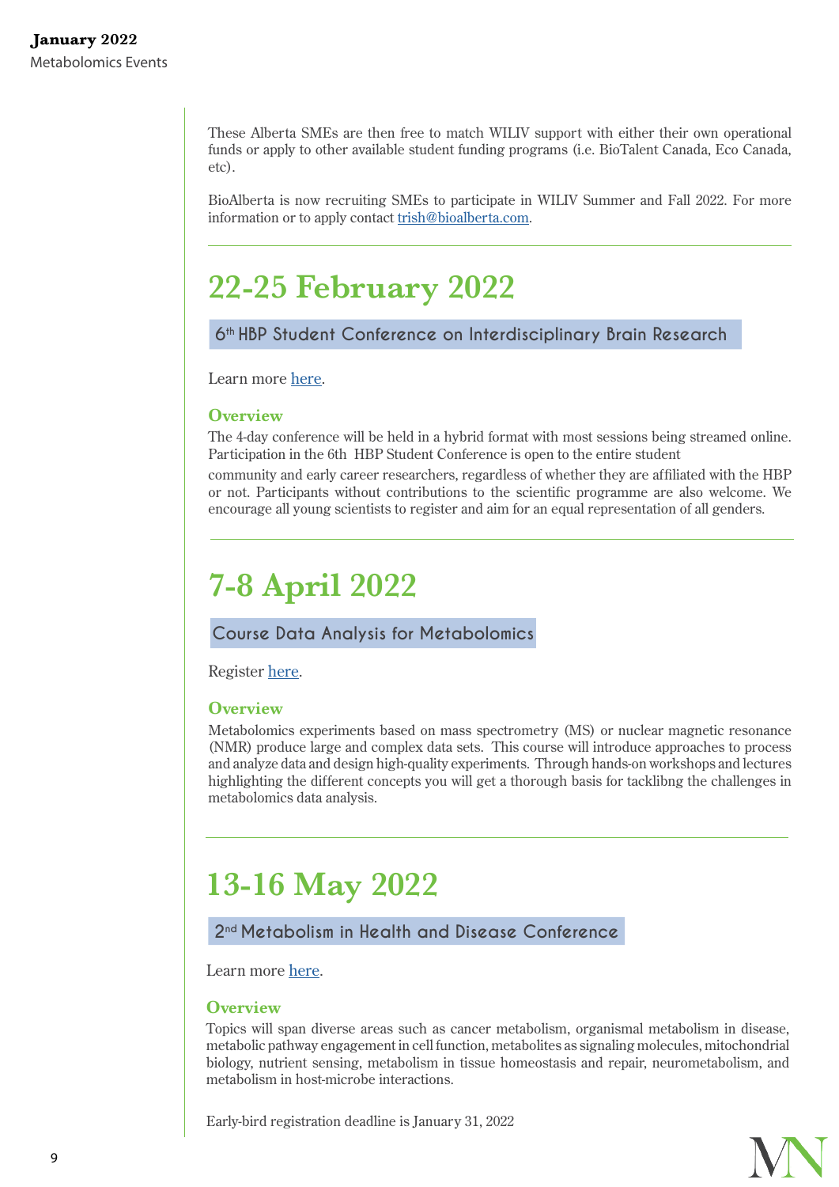These Alberta SMEs are then free to match WILIV support with either their own operational funds or apply to other available student funding programs (i.e. BioTalent Canada, Eco Canada, etc).

BioAlberta is now recruiting SMEs to participate in WILIV Summer and Fall 2022. For more information or to apply contact trish@bioalberta.com.

---

# 22-25 February 2022

## 6th HBP Student Conference on Interdisciplinary Brain Research

Learn more here.

### Overview

The 4-day conference will be held in a hybrid format with most sessions being streamed online. Participation in the 6th HBP Student Conference is open to the entire student community and early career researchers, regardless of whether they are affiliated with the HBP or not. Participants without contributions to the scientific programme are also welcome. We encourage all young scientists to register and aim for an equal representation of all genders.

---

# 7-8 April 2022

## Course Data Analysis for Metabolomics

Register here.

### Overview

Metabolomics experiments based on mass spectrometry (MS) or nuclear magnetic resonance (NMR) produce large and complex data sets. This course will introduce approaches to process and analyze data and design high-quality experiments. Through hands-on workshops and lectures highlighting the different concepts you will get a thorough basis for tacklibng the challenges in metabolomics data analysis.

---

# 13-16 May 2022

## 2nd Metabolism in Health and Disease Conference

Learn more here.

### Overview

Topics will span diverse areas such as cancer metabolism, organismal metabolism in disease, metabolic pathway engagement in cell function, metabolites as signaling molecules, mitochondrial biology, nutrient sensing, metabolism in tissue homeostasis and repair, neurometabolism, and metabolism in host-microbe interactions.

Early-bird registration deadline is January 31, 2022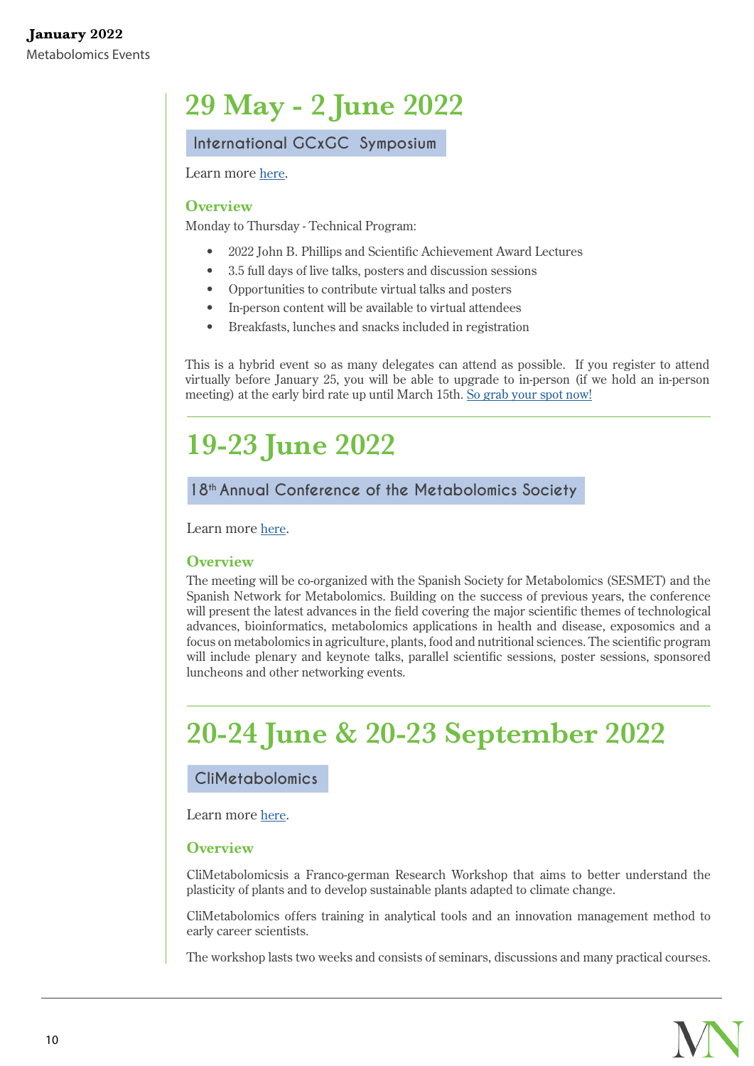## 29 May - 2 June 2022

### International GCxGC Symposium

Learn more here.

**Overview**

Monday to Thursday - Technical Program:

- 2022 John B. Phillips and Scientific Achievement Award Lectures
- 3.5 full days of live talks, posters and discussion sessions
- Opportunities to contribute virtual talks and posters
- In-person content will be available to virtual attendees
- Breakfasts, lunches and snacks included in registration

This is a hybrid event so as many delegates can attend as possible. If you register to attend virtually before January 25, you will be able to upgrade to in-person (if we hold an in-person meeting) at the early bird rate up until March 15th. So grab your spot now!

---

## 19-23 June 2022

### 18th Annual Conference of the Metabolomics Society

Learn more here.

**Overview**

The meeting will be co-organized with the Spanish Society for Metabolomics (SESMET) and the Spanish Network for Metabolomics. Building on the success of previous years, the conference will present the latest advances in the field covering the major scientific themes of technological advances, bioinformatics, metabolomics applications in health and disease, exposomics and a focus on metabolomics in agriculture, plants, food and nutritional sciences. The scientific program will include plenary and keynote talks, parallel scientific sessions, poster sessions, sponsored luncheons and other networking events.

---

## 20-24 June & 20-23 September 2022

### CliMetabolomics

Learn more here.

**Overview**

CliMetabolomicsis a Franco-german Research Workshop that aims to better understand the plasticity of plants and to develop sustainable plants adapted to climate change.

CliMetabolomics offers training in analytical tools and an innovation management method to early career scientists.

The workshop lasts two weeks and consists of seminars, discussions and many practical courses.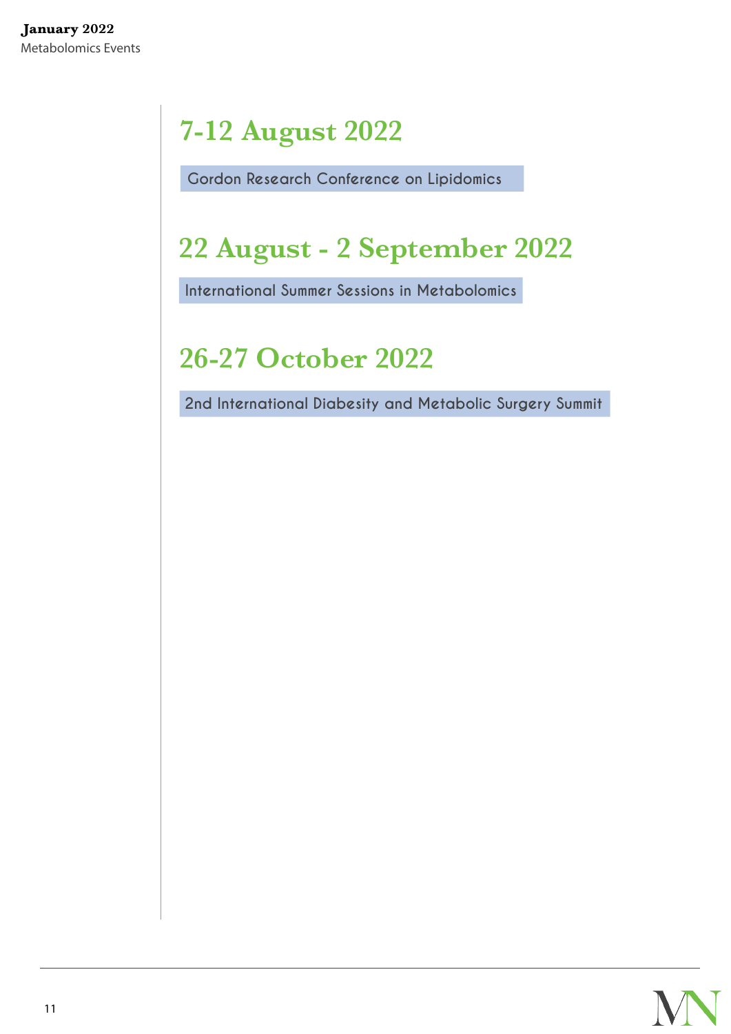## 7-12 August 2022

Gordon Research Conference on Lipidomics

## 22 August - 2 September 2022

International Summer Sessions in Metabolomics

## 26-27 October 2022

2nd International Diabesity and Metabolic Surgery Summit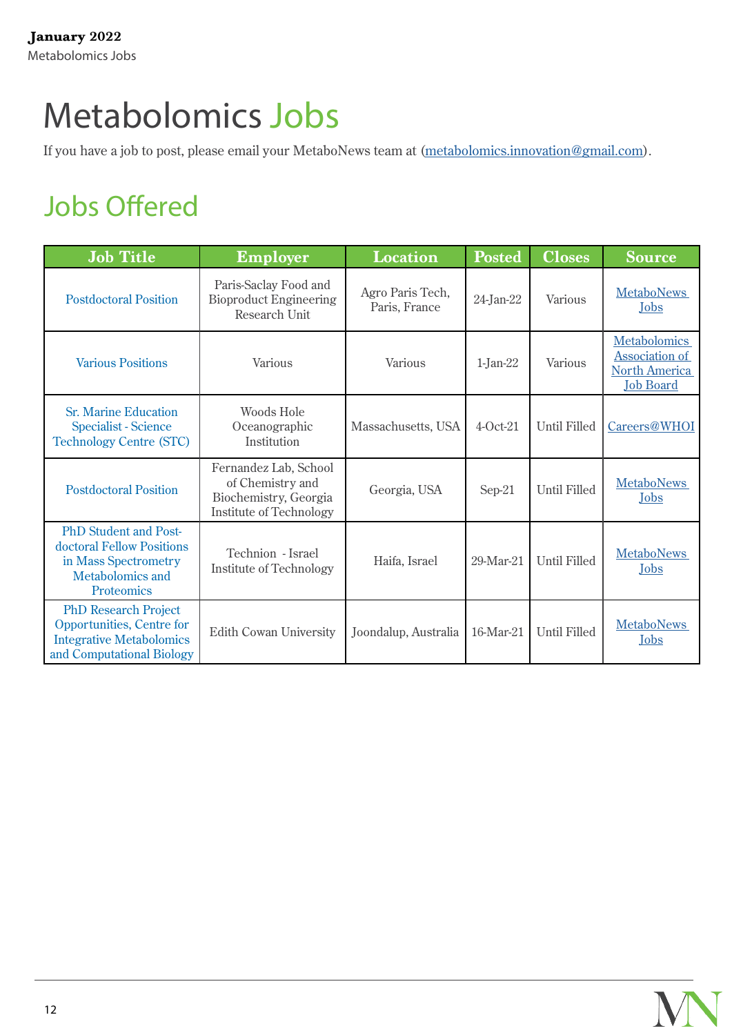# Metabolomics Jobs

If you have a job to post, please email your MetaboNews team at (metabolomics.innovation@gmail.com).

## Jobs Offered

| Job Title | Employer | Location | Posted | Closes | Source |
|---|---|---|---|---|---|
| Postdoctoral Position | Paris-Saclay Food and Bioproduct Engineering Research Unit | Agro Paris Tech, Paris, France | 24-Jan-22 | Various | MetaboNews Jobs |
| Various Positions | Various | Various | 1-Jan-22 | Various | Metabolomics Association of North America Job Board |
| Sr. Marine Education Specialist - Science Technology Centre (STC) | Woods Hole Oceanographic Institution | Massachusetts, USA | 4-Oct-21 | Until Filled | Careers@WHOI |
| Postdoctoral Position | Fernandez Lab, School of Chemistry and Biochemistry, Georgia Institute of Technology | Georgia, USA | Sep-21 | Until Filled | MetaboNews Jobs |
| PhD Student and Post-doctoral Fellow Positions in Mass Spectrometry Metabolomics and Proteomics | Technion - Israel Institute of Technology | Haifa, Israel | 29-Mar-21 | Until Filled | MetaboNews Jobs |
| PhD Research Project Opportunities, Centre for Integrative Metabolomics and Computational Biology | Edith Cowan University | Joondalup, Australia | 16-Mar-21 | Until Filled | MetaboNews Jobs |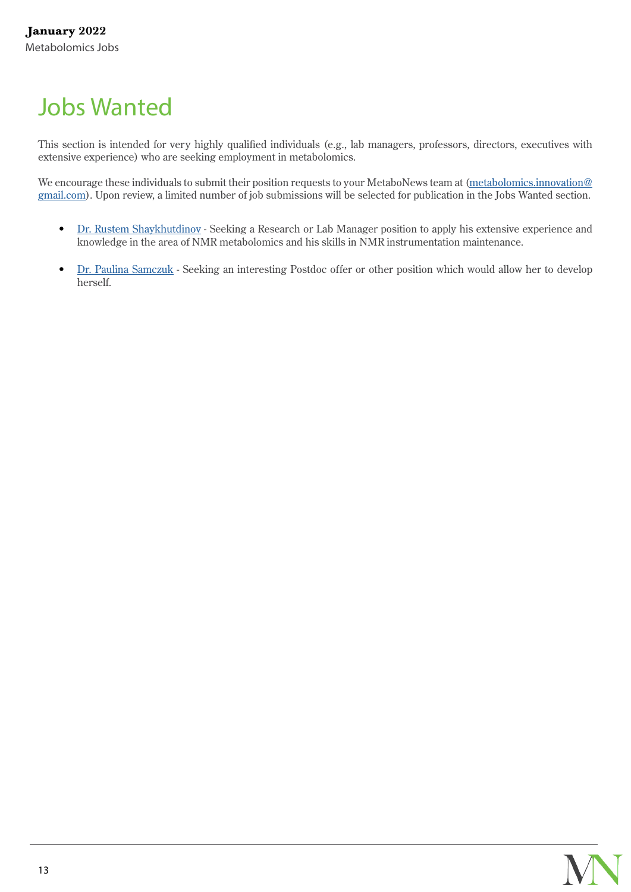# Jobs Wanted

This section is intended for very highly qualified individuals (e.g., lab managers, professors, directors, executives with extensive experience) who are seeking employment in metabolomics.

We encourage these individuals to submit their position requests to your MetaboNews team at (metabolomics.innovation@gmail.com). Upon review, a limited number of job submissions will be selected for publication in the Jobs Wanted section.

- Dr. Rustem Shaykhutdinov - Seeking a Research or Lab Manager position to apply his extensive experience and knowledge in the area of NMR metabolomics and his skills in NMR instrumentation maintenance.
- Dr. Paulina Samczuk - Seeking an interesting Postdoc offer or other position which would allow her to develop herself.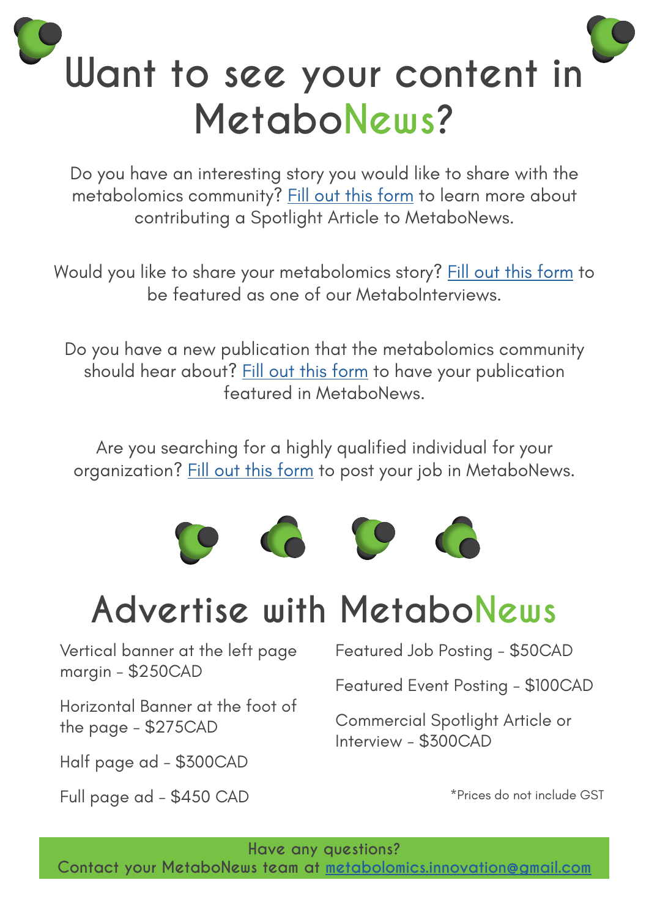# Want to see your content in MetaboNews?

Do you have an interesting story you would like to share with the metabolomics community? Fill out this form to learn more about contributing a Spotlight Article to MetaboNews.

Would you like to share your metabolomics story? Fill out this form to be featured as one of our MetaboInterviews.

Do you have a new publication that the metabolomics community should hear about? Fill out this form to have your publication featured in MetaboNews.

Are you searching for a highly qualified individual for your organization? Fill out this form to post your job in MetaboNews.

# Advertise with MetaboNews

Vertical banner at the left page margin - $250CAD

Horizontal Banner at the foot of the page - $275CAD

Half page ad - $300CAD

Full page ad - $450 CAD

Featured Job Posting - $50CAD

Featured Event Posting - $100CAD

Commercial Spotlight Article or Interview - $300CAD

*Prices do not include GST

Have any questions?
Contact your MetaboNews team at metabolomics.innovation@gmail.com